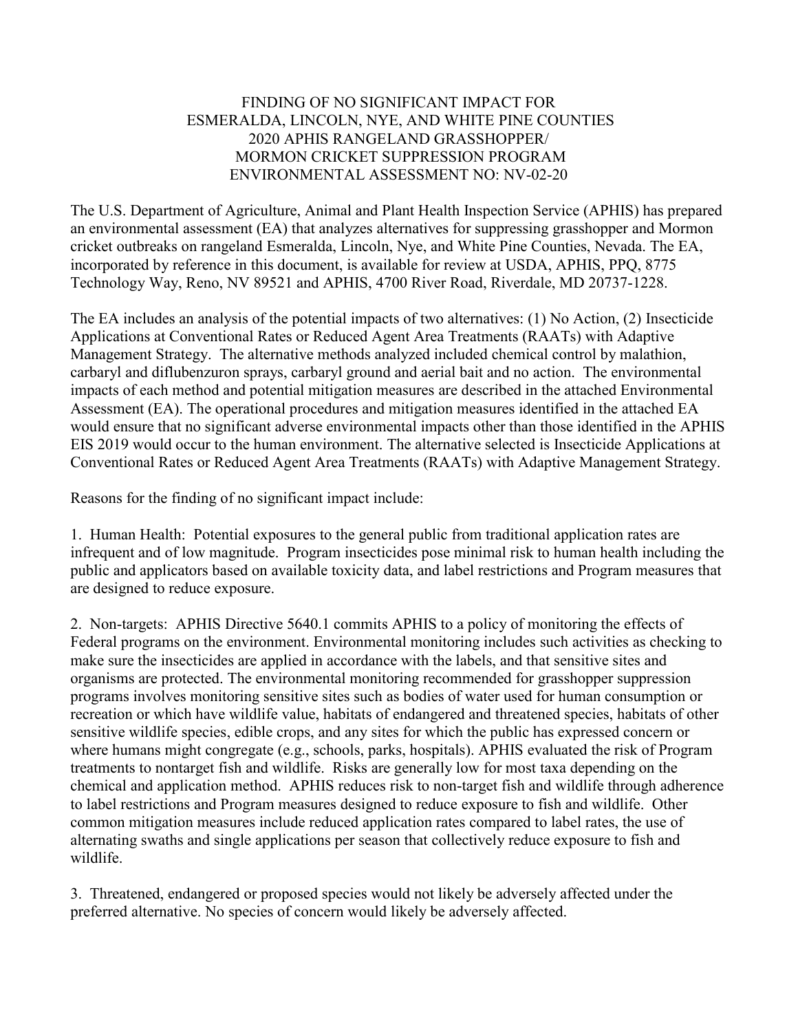# FINDING OF NO SIGNIFICANT IMPACT FOR ESMERALDA, LINCOLN, NYE, AND WHITE PINE COUNTIES 2020 APHIS RANGELAND GRASSHOPPER/ MORMON CRICKET SUPPRESSION PROGRAM ENVIRONMENTAL ASSESSMENT NO: NV-02-20

The U.S. Department of Agriculture, Animal and Plant Health Inspection Service (APHIS) has prepared an environmental assessment (EA) that analyzes alternatives for suppressing grasshopper and Mormon cricket outbreaks on rangeland Esmeralda, Lincoln, Nye, and White Pine Counties, Nevada. The EA, incorporated by reference in this document, is available for review at USDA, APHIS, PPQ, 8775 Technology Way, Reno, NV 89521 and APHIS, 4700 River Road, Riverdale, MD 20737-1228.

The EA includes an analysis of the potential impacts of two alternatives: (1) No Action, (2) Insecticide Applications at Conventional Rates or Reduced Agent Area Treatments (RAATs) with Adaptive Management Strategy. The alternative methods analyzed included chemical control by malathion, carbaryl and diflubenzuron sprays, carbaryl ground and aerial bait and no action. The environmental impacts of each method and potential mitigation measures are described in the attached Environmental Assessment (EA). The operational procedures and mitigation measures identified in the attached EA would ensure that no significant adverse environmental impacts other than those identified in the APHIS EIS 2019 would occur to the human environment. The alternative selected is Insecticide Applications at Conventional Rates or Reduced Agent Area Treatments (RAATs) with Adaptive Management Strategy.

Reasons for the finding of no significant impact include:

1. Human Health: Potential exposures to the general public from traditional application rates are infrequent and of low magnitude. Program insecticides pose minimal risk to human health including the public and applicators based on available toxicity data, and label restrictions and Program measures that are designed to reduce exposure.

2. Non-targets: APHIS Directive 5640.1 commits APHIS to a policy of monitoring the effects of Federal programs on the environment. Environmental monitoring includes such activities as checking to make sure the insecticides are applied in accordance with the labels, and that sensitive sites and organisms are protected. The environmental monitoring recommended for grasshopper suppression programs involves monitoring sensitive sites such as bodies of water used for human consumption or recreation or which have wildlife value, habitats of endangered and threatened species, habitats of other sensitive wildlife species, edible crops, and any sites for which the public has expressed concern or where humans might congregate (e.g., schools, parks, hospitals). APHIS evaluated the risk of Program treatments to nontarget fish and wildlife. Risks are generally low for most taxa depending on the chemical and application method. APHIS reduces risk to non-target fish and wildlife through adherence to label restrictions and Program measures designed to reduce exposure to fish and wildlife. Other common mitigation measures include reduced application rates compared to label rates, the use of alternating swaths and single applications per season that collectively reduce exposure to fish and wildlife.

3. Threatened, endangered or proposed species would not likely be adversely affected under the preferred alternative. No species of concern would likely be adversely affected.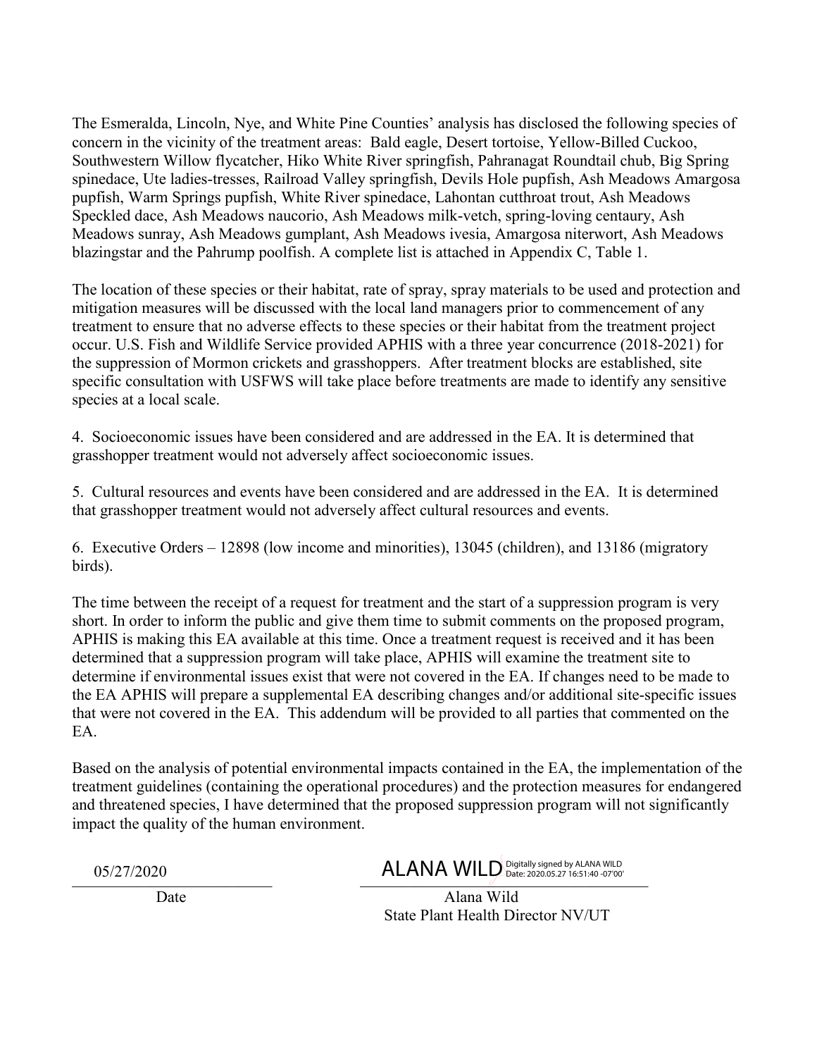The Esmeralda, Lincoln, Nye, and White Pine Counties' analysis has disclosed the following species of concern in the vicinity of the treatment areas: Bald eagle, Desert tortoise, Yellow-Billed Cuckoo, Southwestern Willow flycatcher, Hiko White River springfish, Pahranagat Roundtail chub, Big Spring spinedace, Ute ladies-tresses, Railroad Valley springfish, Devils Hole pupfish, Ash Meadows Amargosa pupfish, Warm Springs pupfish, White River spinedace, Lahontan cutthroat trout, Ash Meadows Speckled dace, Ash Meadows naucorio, Ash Meadows milk-vetch, spring-loving centaury, Ash Meadows sunray, Ash Meadows gumplant, Ash Meadows ivesia, Amargosa niterwort, Ash Meadows blazingstar and the Pahrump poolfish. A complete list is attached in Appendix C, Table 1.

The location of these species or their habitat, rate of spray, spray materials to be used and protection and mitigation measures will be discussed with the local land managers prior to commencement of any treatment to ensure that no adverse effects to these species or their habitat from the treatment project occur. U.S. Fish and Wildlife Service provided APHIS with a three year concurrence (2018-2021) for the suppression of Mormon crickets and grasshoppers. After treatment blocks are established, site specific consultation with USFWS will take place before treatments are made to identify any sensitive species at a local scale.

4. Socioeconomic issues have been considered and are addressed in the EA. It is determined that grasshopper treatment would not adversely affect socioeconomic issues.

5. Cultural resources and events have been considered and are addressed in the EA. It is determined that grasshopper treatment would not adversely affect cultural resources and events.

6. Executive Orders – 12898 (low income and minorities), 13045 (children), and 13186 (migratory birds).

The time between the receipt of a request for treatment and the start of a suppression program is very short. In order to inform the public and give them time to submit comments on the proposed program, APHIS is making this EA available at this time. Once a treatment request is received and it has been determined that a suppression program will take place, APHIS will examine the treatment site to determine if environmental issues exist that were not covered in the EA. If changes need to be made to the EA APHIS will prepare a supplemental EA describing changes and/or additional site-specific issues that were not covered in the EA. This addendum will be provided to all parties that commented on the EA.

Based on the analysis of potential environmental impacts contained in the EA, the implementation of the treatment guidelines (containing the operational procedures) and the protection measures for endangered and threatened species, I have determined that the proposed suppression program will not significantly impact the quality of the human environment.

05/27/2020

Date

ALANA WILD Digitally signed by ALANA WILD Date: 2020.05.27 16:51:40 -07'00'

Alana Wild
State Plant Health Director NV/UT